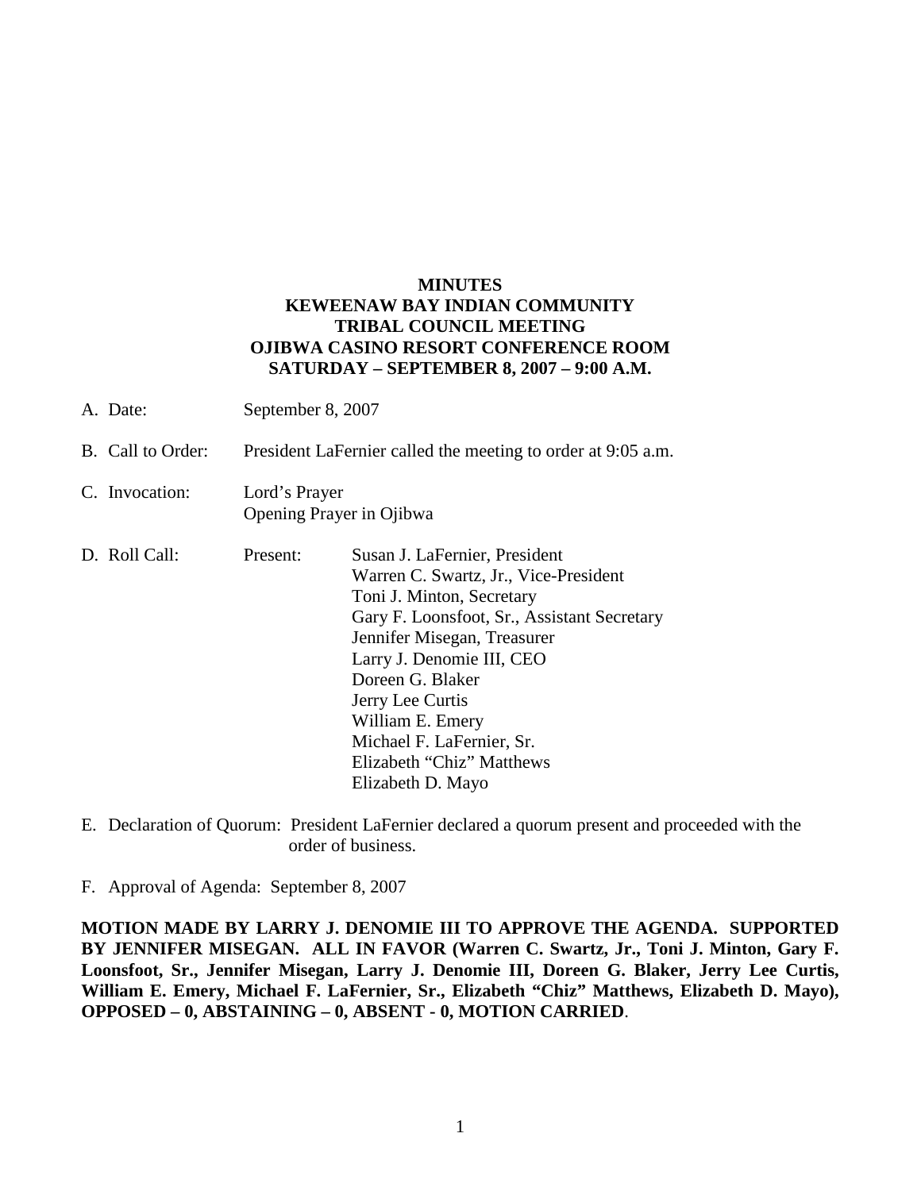# MINUTES
## KEWEENAW BAY INDIAN COMMUNITY
## TRIBAL COUNCIL MEETING
## OJIBWA CASINO RESORT CONFERENCE ROOM
## SATURDAY – SEPTEMBER 8, 2007 – 9:00 A.M.

A. Date: September 8, 2007

B. Call to Order: President LaFernier called the meeting to order at 9:05 a.m.

C. Invocation: Lord's Prayer
Opening Prayer in Ojibwa

D. Roll Call: Present:
- Susan J. LaFernier, President
- Warren C. Swartz, Jr., Vice-President
- Toni J. Minton, Secretary
- Gary F. Loonsfoot, Sr., Assistant Secretary
- Jennifer Misegan, Treasurer
- Larry J. Denomie III, CEO
- Doreen G. Blaker
- Jerry Lee Curtis
- William E. Emery
- Michael F. LaFernier, Sr.
- Elizabeth "Chiz" Matthews
- Elizabeth D. Mayo

E. Declaration of Quorum: President LaFernier declared a quorum present and proceeded with the order of business.

F. Approval of Agenda: September 8, 2007

**MOTION MADE BY LARRY J. DENOMIE III TO APPROVE THE AGENDA. SUPPORTED BY JENNIFER MISEGAN. ALL IN FAVOR (Warren C. Swartz, Jr., Toni J. Minton, Gary F. Loonsfoot, Sr., Jennifer Misegan, Larry J. Denomie III, Doreen G. Blaker, Jerry Lee Curtis, William E. Emery, Michael F. LaFernier, Sr., Elizabeth "Chiz" Matthews, Elizabeth D. Mayo), OPPOSED – 0, ABSTAINING – 0, ABSENT - 0, MOTION CARRIED**.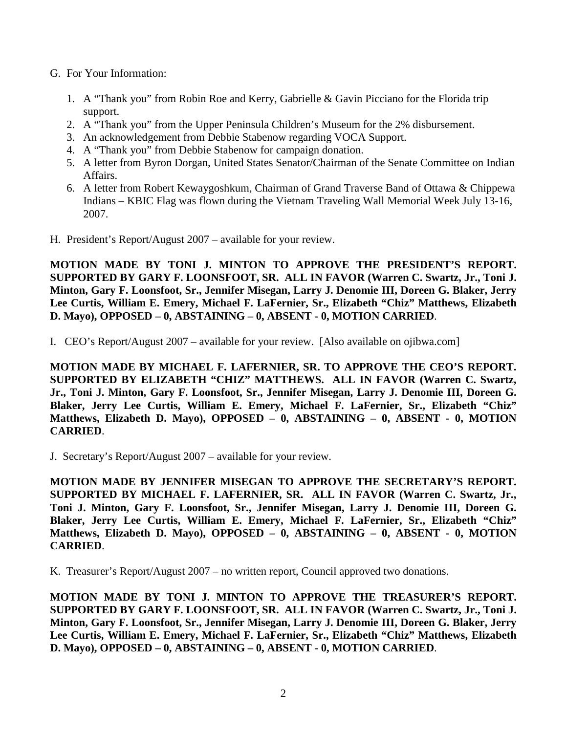G. For Your Information:

1. A "Thank you" from Robin Roe and Kerry, Gabrielle & Gavin Picciano for the Florida trip support.
2. A "Thank you" from the Upper Peninsula Children's Museum for the 2% disbursement.
3. An acknowledgement from Debbie Stabenow regarding VOCA Support.
4. A "Thank you" from Debbie Stabenow for campaign donation.
5. A letter from Byron Dorgan, United States Senator/Chairman of the Senate Committee on Indian Affairs.
6. A letter from Robert Kewaygoshkum, Chairman of Grand Traverse Band of Ottawa & Chippewa Indians – KBIC Flag was flown during the Vietnam Traveling Wall Memorial Week July 13-16, 2007.

H. President's Report/August 2007 – available for your review.

**MOTION MADE BY TONI J. MINTON TO APPROVE THE PRESIDENT'S REPORT. SUPPORTED BY GARY F. LOONSFOOT, SR. ALL IN FAVOR (Warren C. Swartz, Jr., Toni J. Minton, Gary F. Loonsfoot, Sr., Jennifer Misegan, Larry J. Denomie III, Doreen G. Blaker, Jerry Lee Curtis, William E. Emery, Michael F. LaFernier, Sr., Elizabeth "Chiz" Matthews, Elizabeth D. Mayo), OPPOSED – 0, ABSTAINING – 0, ABSENT - 0, MOTION CARRIED**.

I. CEO's Report/August 2007 – available for your review. [Also available on ojibwa.com]

**MOTION MADE BY MICHAEL F. LAFERNIER, SR. TO APPROVE THE CEO'S REPORT. SUPPORTED BY ELIZABETH "CHIZ" MATTHEWS. ALL IN FAVOR (Warren C. Swartz, Jr., Toni J. Minton, Gary F. Loonsfoot, Sr., Jennifer Misegan, Larry J. Denomie III, Doreen G. Blaker, Jerry Lee Curtis, William E. Emery, Michael F. LaFernier, Sr., Elizabeth "Chiz" Matthews, Elizabeth D. Mayo), OPPOSED – 0, ABSTAINING – 0, ABSENT - 0, MOTION CARRIED**.

J. Secretary's Report/August 2007 – available for your review.

**MOTION MADE BY JENNIFER MISEGAN TO APPROVE THE SECRETARY'S REPORT. SUPPORTED BY MICHAEL F. LAFERNIER, SR. ALL IN FAVOR (Warren C. Swartz, Jr., Toni J. Minton, Gary F. Loonsfoot, Sr., Jennifer Misegan, Larry J. Denomie III, Doreen G. Blaker, Jerry Lee Curtis, William E. Emery, Michael F. LaFernier, Sr., Elizabeth "Chiz" Matthews, Elizabeth D. Mayo), OPPOSED – 0, ABSTAINING – 0, ABSENT - 0, MOTION CARRIED**.

K. Treasurer's Report/August 2007 – no written report, Council approved two donations.

**MOTION MADE BY TONI J. MINTON TO APPROVE THE TREASURER'S REPORT. SUPPORTED BY GARY F. LOONSFOOT, SR. ALL IN FAVOR (Warren C. Swartz, Jr., Toni J. Minton, Gary F. Loonsfoot, Sr., Jennifer Misegan, Larry J. Denomie III, Doreen G. Blaker, Jerry Lee Curtis, William E. Emery, Michael F. LaFernier, Sr., Elizabeth "Chiz" Matthews, Elizabeth D. Mayo), OPPOSED – 0, ABSTAINING – 0, ABSENT - 0, MOTION CARRIED**.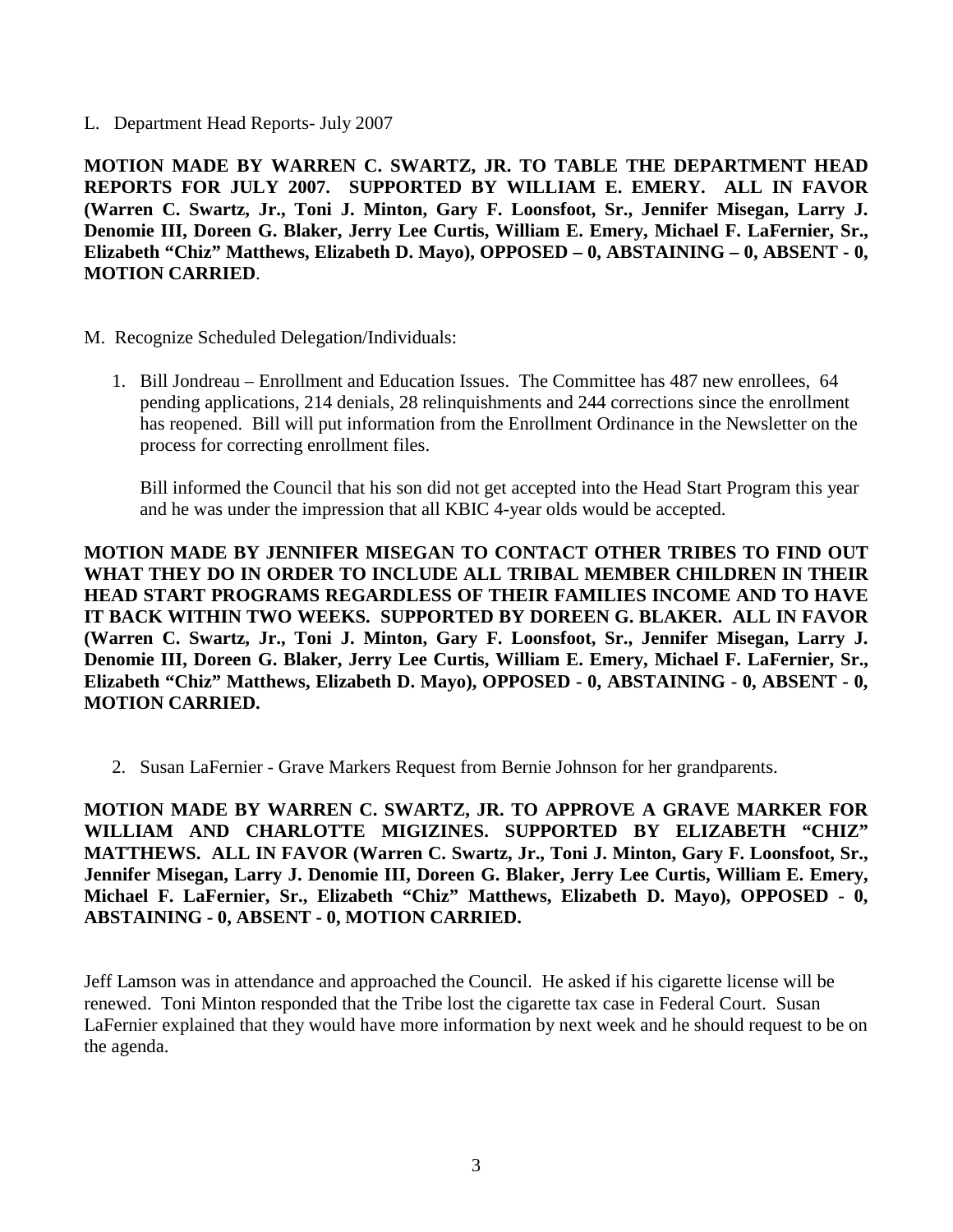L. Department Head Reports- July 2007

**MOTION MADE BY WARREN C. SWARTZ, JR. TO TABLE THE DEPARTMENT HEAD REPORTS FOR JULY 2007. SUPPORTED BY WILLIAM E. EMERY. ALL IN FAVOR (Warren C. Swartz, Jr., Toni J. Minton, Gary F. Loonsfoot, Sr., Jennifer Misegan, Larry J. Denomie III, Doreen G. Blaker, Jerry Lee Curtis, William E. Emery, Michael F. LaFernier, Sr., Elizabeth "Chiz" Matthews, Elizabeth D. Mayo), OPPOSED – 0, ABSTAINING – 0, ABSENT - 0, MOTION CARRIED**.

M. Recognize Scheduled Delegation/Individuals:

1. Bill Jondreau – Enrollment and Education Issues. The Committee has 487 new enrollees, 64 pending applications, 214 denials, 28 relinquishments and 244 corrections since the enrollment has reopened. Bill will put information from the Enrollment Ordinance in the Newsletter on the process for correcting enrollment files.

   Bill informed the Council that his son did not get accepted into the Head Start Program this year and he was under the impression that all KBIC 4-year olds would be accepted.

**MOTION MADE BY JENNIFER MISEGAN TO CONTACT OTHER TRIBES TO FIND OUT WHAT THEY DO IN ORDER TO INCLUDE ALL TRIBAL MEMBER CHILDREN IN THEIR HEAD START PROGRAMS REGARDLESS OF THEIR FAMILIES INCOME AND TO HAVE IT BACK WITHIN TWO WEEKS. SUPPORTED BY DOREEN G. BLAKER. ALL IN FAVOR (Warren C. Swartz, Jr., Toni J. Minton, Gary F. Loonsfoot, Sr., Jennifer Misegan, Larry J. Denomie III, Doreen G. Blaker, Jerry Lee Curtis, William E. Emery, Michael F. LaFernier, Sr., Elizabeth "Chiz" Matthews, Elizabeth D. Mayo), OPPOSED - 0, ABSTAINING - 0, ABSENT - 0, MOTION CARRIED.**

2. Susan LaFernier - Grave Markers Request from Bernie Johnson for her grandparents.

**MOTION MADE BY WARREN C. SWARTZ, JR. TO APPROVE A GRAVE MARKER FOR WILLIAM AND CHARLOTTE MIGIZINES. SUPPORTED BY ELIZABETH "CHIZ" MATTHEWS. ALL IN FAVOR (Warren C. Swartz, Jr., Toni J. Minton, Gary F. Loonsfoot, Sr., Jennifer Misegan, Larry J. Denomie III, Doreen G. Blaker, Jerry Lee Curtis, William E. Emery, Michael F. LaFernier, Sr., Elizabeth "Chiz" Matthews, Elizabeth D. Mayo), OPPOSED - 0, ABSTAINING - 0, ABSENT - 0, MOTION CARRIED.**

Jeff Lamson was in attendance and approached the Council. He asked if his cigarette license will be renewed. Toni Minton responded that the Tribe lost the cigarette tax case in Federal Court. Susan LaFernier explained that they would have more information by next week and he should request to be on the agenda.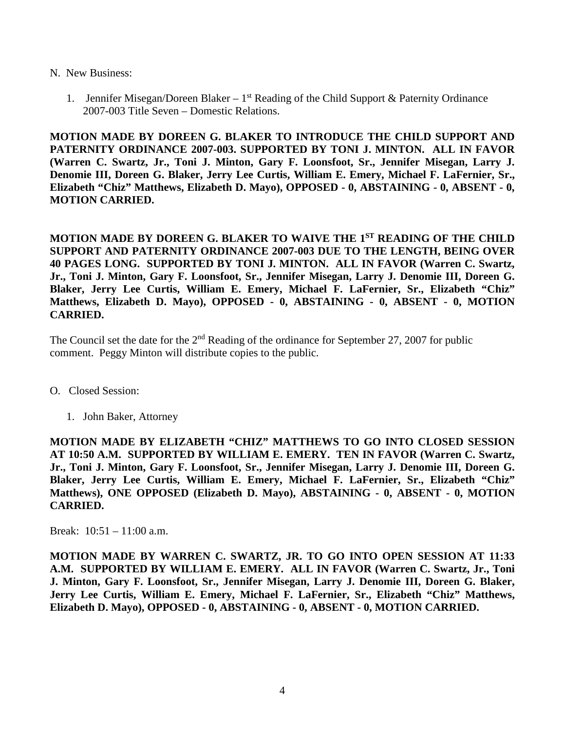N. New Business:

1. Jennifer Misegan/Doreen Blaker – 1st Reading of the Child Support & Paternity Ordinance 2007-003 Title Seven – Domestic Relations.

**MOTION MADE BY DOREEN G. BLAKER TO INTRODUCE THE CHILD SUPPORT AND PATERNITY ORDINANCE 2007-003. SUPPORTED BY TONI J. MINTON. ALL IN FAVOR (Warren C. Swartz, Jr., Toni J. Minton, Gary F. Loonsfoot, Sr., Jennifer Misegan, Larry J. Denomie III, Doreen G. Blaker, Jerry Lee Curtis, William E. Emery, Michael F. LaFernier, Sr., Elizabeth "Chiz" Matthews, Elizabeth D. Mayo), OPPOSED - 0, ABSTAINING - 0, ABSENT - 0, MOTION CARRIED.**

**MOTION MADE BY DOREEN G. BLAKER TO WAIVE THE 1ST READING OF THE CHILD SUPPORT AND PATERNITY ORDINANCE 2007-003 DUE TO THE LENGTH, BEING OVER 40 PAGES LONG. SUPPORTED BY TONI J. MINTON. ALL IN FAVOR (Warren C. Swartz, Jr., Toni J. Minton, Gary F. Loonsfoot, Sr., Jennifer Misegan, Larry J. Denomie III, Doreen G. Blaker, Jerry Lee Curtis, William E. Emery, Michael F. LaFernier, Sr., Elizabeth "Chiz" Matthews, Elizabeth D. Mayo), OPPOSED - 0, ABSTAINING - 0, ABSENT - 0, MOTION CARRIED.**

The Council set the date for the 2nd Reading of the ordinance for September 27, 2007 for public comment. Peggy Minton will distribute copies to the public.

O. Closed Session:

1. John Baker, Attorney

**MOTION MADE BY ELIZABETH "CHIZ" MATTHEWS TO GO INTO CLOSED SESSION AT 10:50 A.M. SUPPORTED BY WILLIAM E. EMERY. TEN IN FAVOR (Warren C. Swartz, Jr., Toni J. Minton, Gary F. Loonsfoot, Sr., Jennifer Misegan, Larry J. Denomie III, Doreen G. Blaker, Jerry Lee Curtis, William E. Emery, Michael F. LaFernier, Sr., Elizabeth "Chiz" Matthews), ONE OPPOSED (Elizabeth D. Mayo), ABSTAINING - 0, ABSENT - 0, MOTION CARRIED.**

Break: 10:51 – 11:00 a.m.

**MOTION MADE BY WARREN C. SWARTZ, JR. TO GO INTO OPEN SESSION AT 11:33 A.M. SUPPORTED BY WILLIAM E. EMERY. ALL IN FAVOR (Warren C. Swartz, Jr., Toni J. Minton, Gary F. Loonsfoot, Sr., Jennifer Misegan, Larry J. Denomie III, Doreen G. Blaker, Jerry Lee Curtis, William E. Emery, Michael F. LaFernier, Sr., Elizabeth "Chiz" Matthews, Elizabeth D. Mayo), OPPOSED - 0, ABSTAINING - 0, ABSENT - 0, MOTION CARRIED.**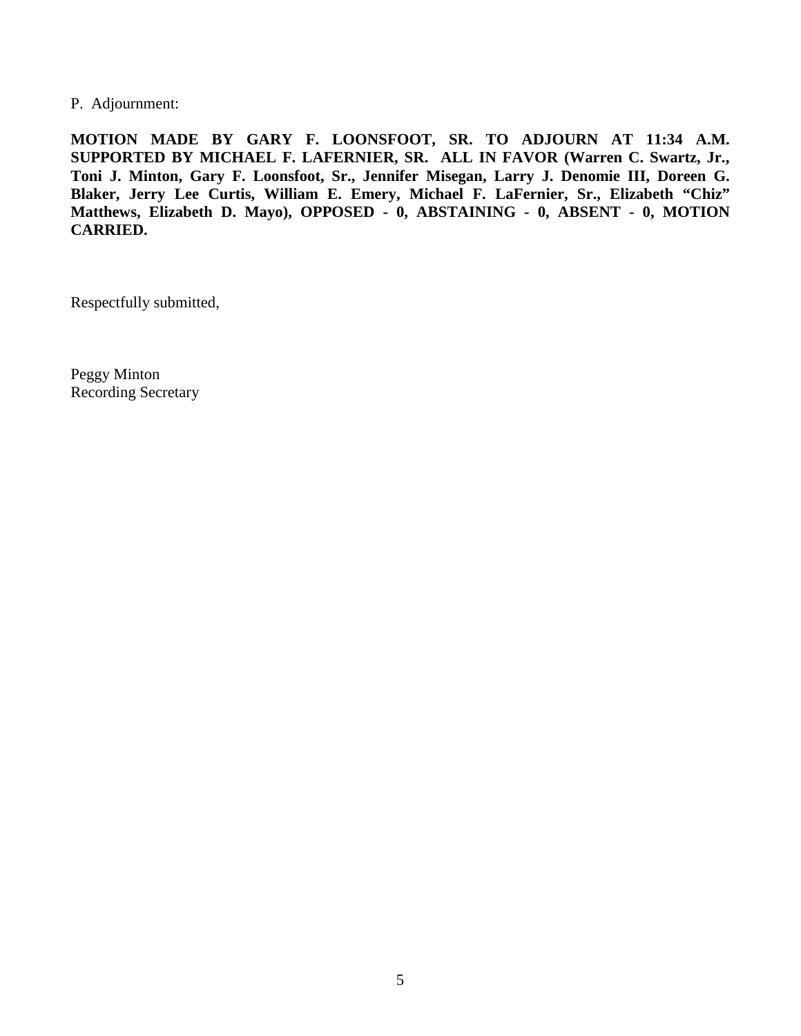P. Adjournment:

**MOTION MADE BY GARY F. LOONSFOOT, SR. TO ADJOURN AT 11:34 A.M. SUPPORTED BY MICHAEL F. LAFERNIER, SR. ALL IN FAVOR (Warren C. Swartz, Jr., Toni J. Minton, Gary F. Loonsfoot, Sr., Jennifer Misegan, Larry J. Denomie III, Doreen G. Blaker, Jerry Lee Curtis, William E. Emery, Michael F. LaFernier, Sr., Elizabeth "Chiz" Matthews, Elizabeth D. Mayo), OPPOSED - 0, ABSTAINING - 0, ABSENT - 0, MOTION CARRIED.**

Respectfully submitted,

Peggy Minton
Recording Secretary